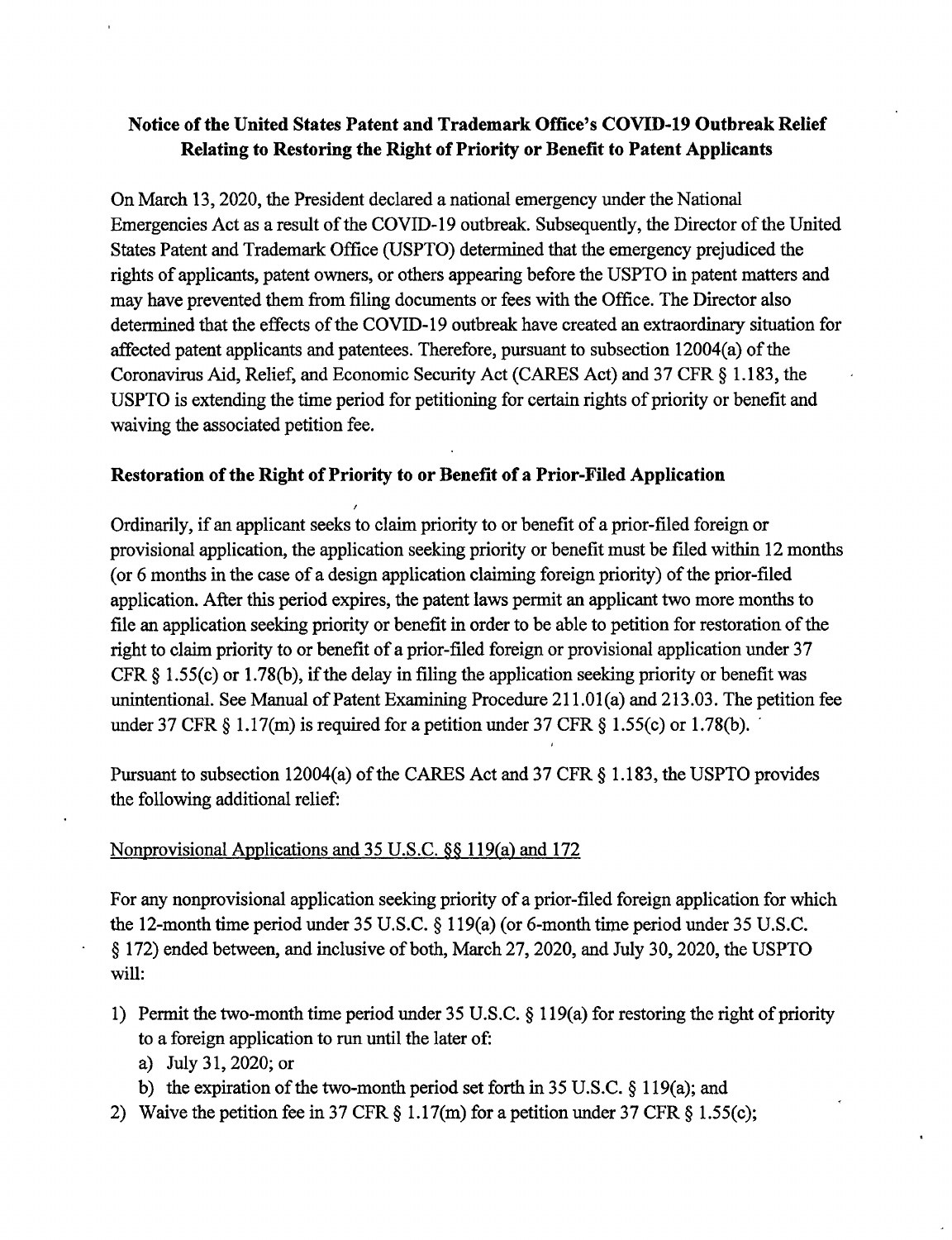**Notice of the United States Patent and Trademark Office's COVID-19 Outbreak Relief Relating to Restoring the Right of Priority or Benefit to Patent Applicants**

On March 13, 2020, the President declared a national emergency under the National Emergencies Act as a result of the COVID-19 outbreak. Subsequently, the Director of the United States Patent and Trademark Office (USPTO) determined that the emergency prejudiced the rights of applicants, patent owners, or others appearing before the USPTO in patent matters and may have prevented them from filing documents or fees with the Office. The Director also determined that the effects of the COVID-19 outbreak have created an extraordinary situation for affected patent applicants and patentees. Therefore, pursuant to subsection 12004(a) of the Coronavirus Aid, Relief, and Economic Security Act (CARES Act) and 37 CFR § 1.183, the USPTO is extending the time period for petitioning for certain rights of priority or benefit and waiving the associated petition fee.

**Restoration of the Right of Priority to or Benefit of a Prior-Filed Application**

Ordinarily, if an applicant seeks to claim priority to or benefit of a prior-filed foreign or provisional application, the application seeking priority or benefit must be filed within 12 months (or 6 months in the case of a design application claiming foreign priority) of the prior-filed application. After this period expires, the patent laws permit an applicant two more months to file an application seeking priority or benefit in order to be able to petition for restoration of the right to claim priority to or benefit of a prior-filed foreign or provisional application under 37 CFR § 1.55(c) or 1.78(b), if the delay in filing the application seeking priority or benefit was unintentional. See Manual of Patent Examining Procedure 211.01(a) and 213.03. The petition fee under 37 CFR § 1.17(m) is required for a petition under 37 CFR § 1.55(c) or 1.78(b).

Pursuant to subsection 12004(a) of the CARES Act and 37 CFR § 1.183, the USPTO provides the following additional relief:

<u>Nonprovisional Applications and 35 U.S.C. §§ 119(a) and 172</u>

For any nonprovisional application seeking priority of a prior-filed foreign application for which the 12-month time period under 35 U.S.C. § 119(a) (or 6-month time period under 35 U.S.C. § 172) ended between, and inclusive of both, March 27, 2020, and July 30, 2020, the USPTO will:

1) Permit the two-month time period under 35 U.S.C. § 119(a) for restoring the right of priority to a foreign application to run until the later of:
   a) July 31, 2020; or
   b) the expiration of the two-month period set forth in 35 U.S.C. § 119(a); and
2) Waive the petition fee in 37 CFR § 1.17(m) for a petition under 37 CFR § 1.55(c);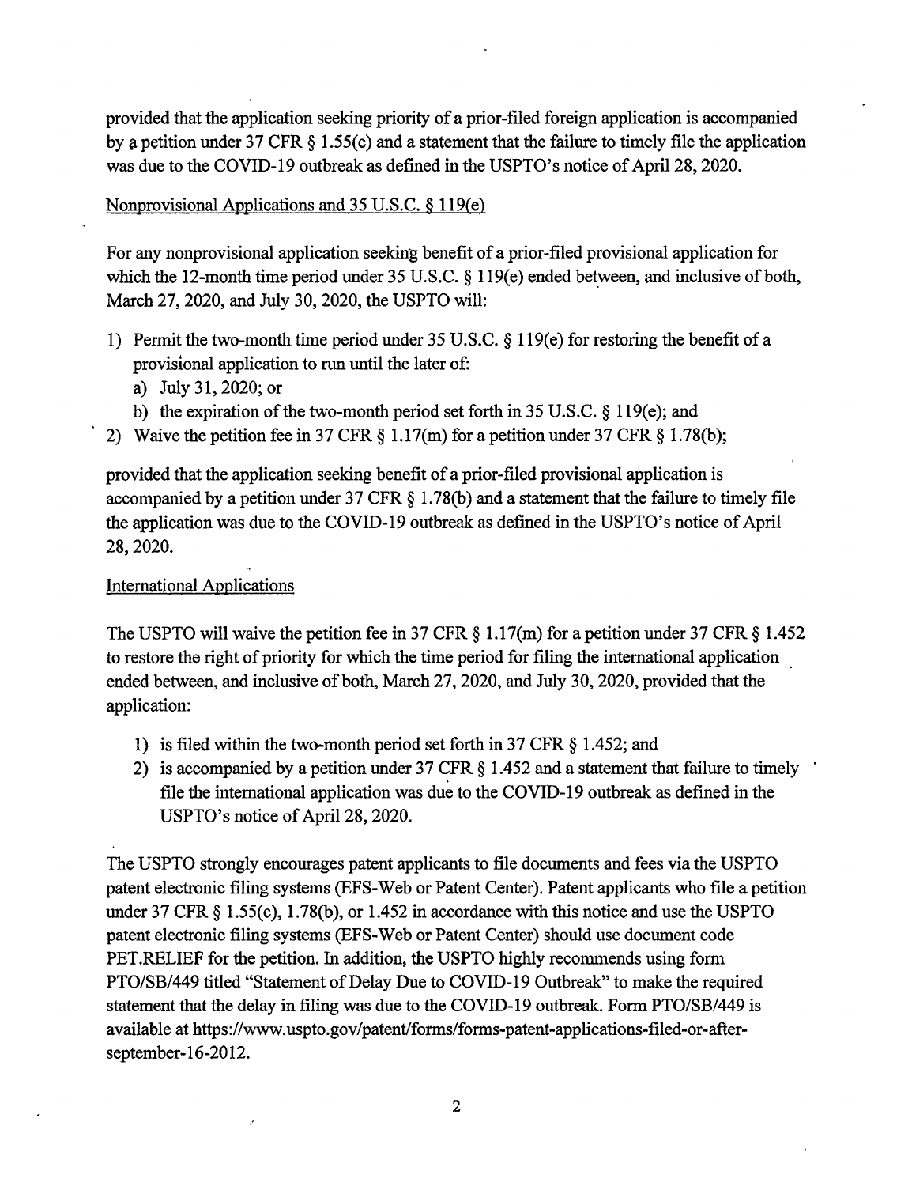provided that the application seeking priority of a prior-filed foreign application is accompanied by a petition under 37 CFR § 1.55(c) and a statement that the failure to timely file the application was due to the COVID-19 outbreak as defined in the USPTO's notice of April 28, 2020.

Nonprovisional Applications and 35 U.S.C. § 119(e)

For any nonprovisional application seeking benefit of a prior-filed provisional application for which the 12-month time period under 35 U.S.C. § 119(e) ended between, and inclusive of both, March 27, 2020, and July 30, 2020, the USPTO will:

1) Permit the two-month time period under 35 U.S.C. § 119(e) for restoring the benefit of a provisional application to run until the later of:
   a) July 31, 2020; or
   b) the expiration of the two-month period set forth in 35 U.S.C. § 119(e); and
2) Waive the petition fee in 37 CFR § 1.17(m) for a petition under 37 CFR § 1.78(b);

provided that the application seeking benefit of a prior-filed provisional application is accompanied by a petition under 37 CFR § 1.78(b) and a statement that the failure to timely file the application was due to the COVID-19 outbreak as defined in the USPTO's notice of April 28, 2020.

International Applications

The USPTO will waive the petition fee in 37 CFR § 1.17(m) for a petition under 37 CFR § 1.452 to restore the right of priority for which the time period for filing the international application ended between, and inclusive of both, March 27, 2020, and July 30, 2020, provided that the application:

1) is filed within the two-month period set forth in 37 CFR § 1.452; and
2) is accompanied by a petition under 37 CFR § 1.452 and a statement that failure to timely file the international application was due to the COVID-19 outbreak as defined in the USPTO's notice of April 28, 2020.

The USPTO strongly encourages patent applicants to file documents and fees via the USPTO patent electronic filing systems (EFS-Web or Patent Center). Patent applicants who file a petition under 37 CFR § 1.55(c), 1.78(b), or 1.452 in accordance with this notice and use the USPTO patent electronic filing systems (EFS-Web or Patent Center) should use document code PET.RELIEF for the petition. In addition, the USPTO highly recommends using form PTO/SB/449 titled "Statement of Delay Due to COVID-19 Outbreak" to make the required statement that the delay in filing was due to the COVID-19 outbreak. Form PTO/SB/449 is available at https://www.uspto.gov/patent/forms/forms-patent-applications-filed-or-after-september-16-2012.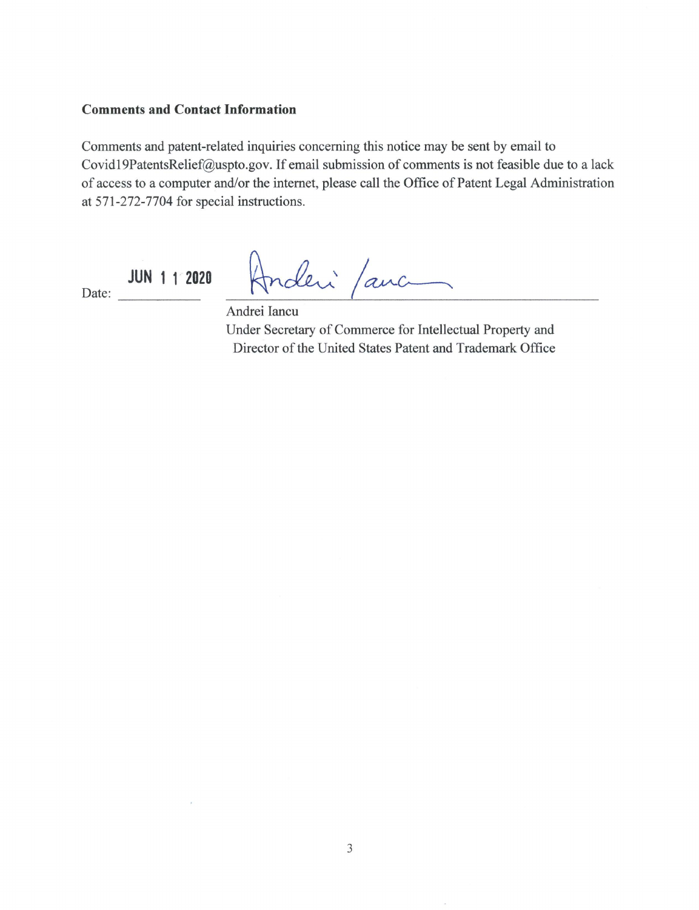**Comments and Contact Information**

Comments and patent-related inquiries concerning this notice may be sent by email to Covid19PatentsRelief@uspto.gov. If email submission of comments is not feasible due to a lack of access to a computer and/or the internet, please call the Office of Patent Legal Administration at 571-272-7704 for special instructions.

Date: JUN 11 2020

Andrei Iancu
Under Secretary of Commerce for Intellectual Property and
Director of the United States Patent and Trademark Office